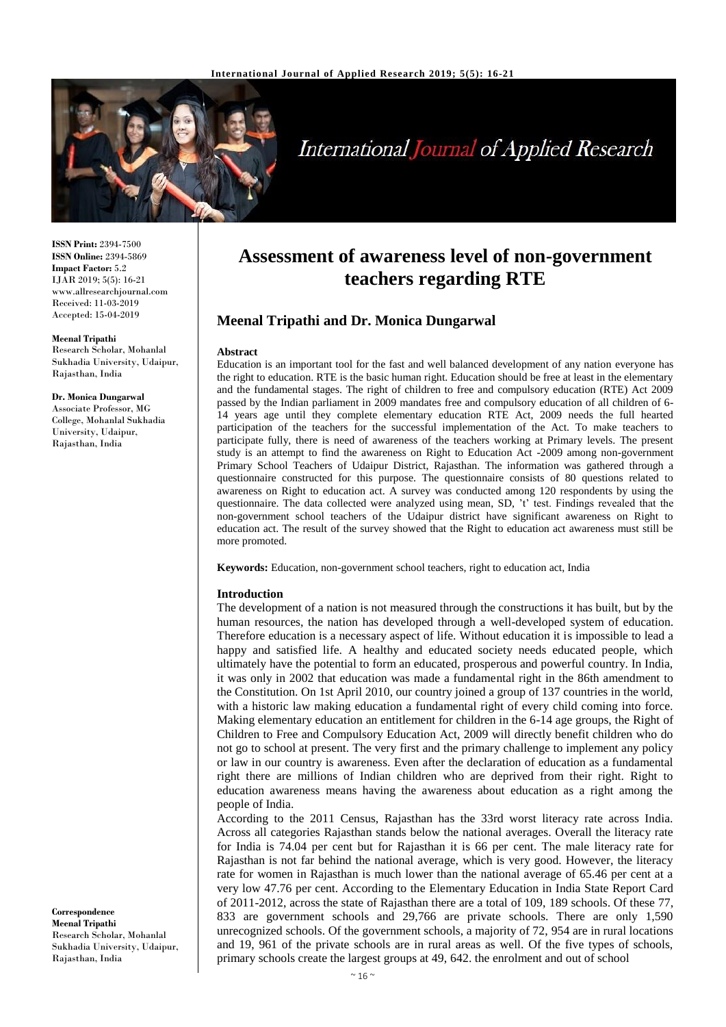**ISSN Print:** 2394-7500
**ISSN Online:** 2394-5869
**Impact Factor:** 5.2
IJAR 2019; 5(5): 16-21
www.allresearchjournal.com
Received: 11-03-2019
Accepted: 15-04-2019

**Meenal Tripathi**
Research Scholar, Mohanlal Sukhadia University, Udaipur, Rajasthan, India

**Dr. Monica Dungarwal**
Associate Professor, MG College, Mohanlal Sukhadia University, Udaipur, Rajasthan, India

**Correspondence**
**Meenal Tripathi**
Research Scholar, Mohanlal Sukhadia University, Udaipur, Rajasthan, India

# Assessment of awareness level of non-government teachers regarding RTE

## Meenal Tripathi and Dr. Monica Dungarwal

### Abstract

Education is an important tool for the fast and well balanced development of any nation everyone has the right to education. RTE is the basic human right. Education should be free at least in the elementary and the fundamental stages. The right of children to free and compulsory education (RTE) Act 2009 passed by the Indian parliament in 2009 mandates free and compulsory education of all children of 6-14 years age until they complete elementary education RTE Act, 2009 needs the full hearted participation of the teachers for the successful implementation of the Act. To make teachers to participate fully, there is need of awareness of the teachers working at Primary levels. The present study is an attempt to find the awareness on Right to Education Act -2009 among non-government Primary School Teachers of Udaipur District, Rajasthan. The information was gathered through a questionnaire constructed for this purpose. The questionnaire consists of 80 questions related to awareness on Right to education act. A survey was conducted among 120 respondents by using the questionnaire. The data collected were analyzed using mean, SD, 't' test. Findings revealed that the non-government school teachers of the Udaipur district have significant awareness on Right to education act. The result of the survey showed that the Right to education act awareness must still be more promoted.

**Keywords:** Education, non-government school teachers, right to education act, India

### Introduction

The development of a nation is not measured through the constructions it has built, but by the human resources, the nation has developed through a well-developed system of education. Therefore education is a necessary aspect of life. Without education it is impossible to lead a happy and satisfied life. A healthy and educated society needs educated people, which ultimately have the potential to form an educated, prosperous and powerful country. In India, it was only in 2002 that education was made a fundamental right in the 86th amendment to the Constitution. On 1st April 2010, our country joined a group of 137 countries in the world, with a historic law making education a fundamental right of every child coming into force. Making elementary education an entitlement for children in the 6-14 age groups, the Right of Children to Free and Compulsory Education Act, 2009 will directly benefit children who do not go to school at present. The very first and the primary challenge to implement any policy or law in our country is awareness. Even after the declaration of education as a fundamental right there are millions of Indian children who are deprived from their right. Right to education awareness means having the awareness about education as a right among the people of India.

According to the 2011 Census, Rajasthan has the 33rd worst literacy rate across India. Across all categories Rajasthan stands below the national averages. Overall the literacy rate for India is 74.04 per cent but for Rajasthan it is 66 per cent. The male literacy rate for Rajasthan is not far behind the national average, which is very good. However, the literacy rate for women in Rajasthan is much lower than the national average of 65.46 per cent at a very low 47.76 per cent. According to the Elementary Education in India State Report Card of 2011-2012, across the state of Rajasthan there are a total of 109, 189 schools. Of these 77, 833 are government schools and 29,766 are private schools. There are only 1,590 unrecognized schools. Of the government schools, a majority of 72, 954 are in rural locations and 19, 961 of the private schools are in rural areas as well. Of the five types of schools, primary schools create the largest groups at 49, 642. the enrolment and out of school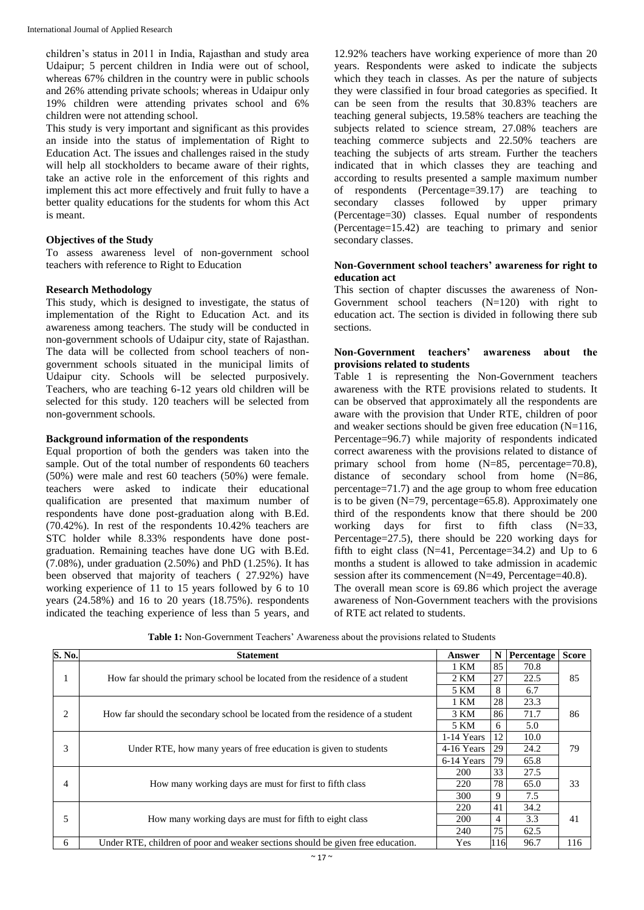children's status in 2011 in India, Rajasthan and study area Udaipur; 5 percent children in India were out of school, whereas 67% children in the country were in public schools and 26% attending private schools; whereas in Udaipur only 19% children were attending privates school and 6% children were not attending school.

This study is very important and significant as this provides an inside into the status of implementation of Right to Education Act. The issues and challenges raised in the study will help all stockholders to became aware of their rights, take an active role in the enforcement of this rights and implement this act more effectively and fruit fully to have a better quality educations for the students for whom this Act is meant.

### Objectives of the Study

To assess awareness level of non-government school teachers with reference to Right to Education

### Research Methodology

This study, which is designed to investigate, the status of implementation of the Right to Education Act. and its awareness among teachers. The study will be conducted in non-government schools of Udaipur city, state of Rajasthan. The data will be collected from school teachers of non-government schools situated in the municipal limits of Udaipur city. Schools will be selected purposively. Teachers, who are teaching 6-12 years old children will be selected for this study. 120 teachers will be selected from non-government schools.

### Background information of the respondents

Equal proportion of both the genders was taken into the sample. Out of the total number of respondents 60 teachers (50%) were male and rest 60 teachers (50%) were female. teachers were asked to indicate their educational qualification are presented that maximum number of respondents have done post-graduation along with B.Ed. (70.42%). In rest of the respondents 10.42% teachers are STC holder while 8.33% respondents have done post-graduation. Remaining teaches have done UG with B.Ed. (7.08%), under graduation (2.50%) and PhD (1.25%). It has been observed that majority of teachers ( 27.92%) have working experience of 11 to 15 years followed by 6 to 10 years (24.58%) and 16 to 20 years (18.75%). respondents indicated the teaching experience of less than 5 years, and 12.92% teachers have working experience of more than 20 years. Respondents were asked to indicate the subjects which they teach in classes. As per the nature of subjects they were classified in four broad categories as specified. It can be seen from the results that 30.83% teachers are teaching general subjects, 19.58% teachers are teaching the subjects related to science stream, 27.08% teachers are teaching commerce subjects and 22.50% teachers are teaching the subjects of arts stream. Further the teachers indicated that in which classes they are teaching and according to results presented a sample maximum number of respondents (Percentage=39.17) are teaching to secondary classes followed by upper primary (Percentage=30) classes. Equal number of respondents (Percentage=15.42) are teaching to primary and senior secondary classes.

### Non-Government school teachers' awareness for right to education act

This section of chapter discusses the awareness of Non-Government school teachers (N=120) with right to education act. The section is divided in following there sub sections.

### Non-Government teachers' awareness about the provisions related to students

Table 1 is representing the Non-Government teachers awareness with the RTE provisions related to students. It can be observed that approximately all the respondents are aware with the provision that Under RTE, children of poor and weaker sections should be given free education (N=116, Percentage=96.7) while majority of respondents indicated correct awareness with the provisions related to distance of primary school from home (N=85, percentage=70.8), distance of secondary school from home (N=86, percentage=71.7) and the age group to whom free education is to be given (N=79, percentage=65.8). Approximately one third of the respondents know that there should be 200 working days for first to fifth class (N=33, Percentage=27.5), there should be 220 working days for fifth to eight class (N=41, Percentage=34.2) and Up to 6 months a student is allowed to take admission in academic session after its commencement (N=49, Percentage=40.8).

The overall mean score is 69.86 which project the average awareness of Non-Government teachers with the provisions of RTE act related to students.

**Table 1:** Non-Government Teachers' Awareness about the provisions related to Students

| S. No. | Statement | Answer | N | Percentage | Score |
|---|---|---|---|---|---|
| 1 | How far should the primary school be located from the residence of a student | 1 KM | 85 | 70.8 | 85 |
| | | 2 KM | 27 | 22.5 | |
| | | 5 KM | 8 | 6.7 | |
| 2 | How far should the secondary school be located from the residence of a student | 1 KM | 28 | 23.3 | 86 |
| | | 3 KM | 86 | 71.7 | |
| | | 5 KM | 6 | 5.0 | |
| 3 | Under RTE, how many years of free education is given to students | 1-14 Years | 12 | 10.0 | 79 |
| | | 4-16 Years | 29 | 24.2 | |
| | | 6-14 Years | 79 | 65.8 | |
| 4 | How many working days are must for first to fifth class | 200 | 33 | 27.5 | 33 |
| | | 220 | 78 | 65.0 | |
| | | 300 | 9 | 7.5 | |
| 5 | How many working days are must for fifth to eight class | 220 | 41 | 34.2 | 41 |
| | | 200 | 4 | 3.3 | |
| | | 240 | 75 | 62.5 | |
| 6 | Under RTE, children of poor and weaker sections should be given free education. | Yes | 116 | 96.7 | 116 |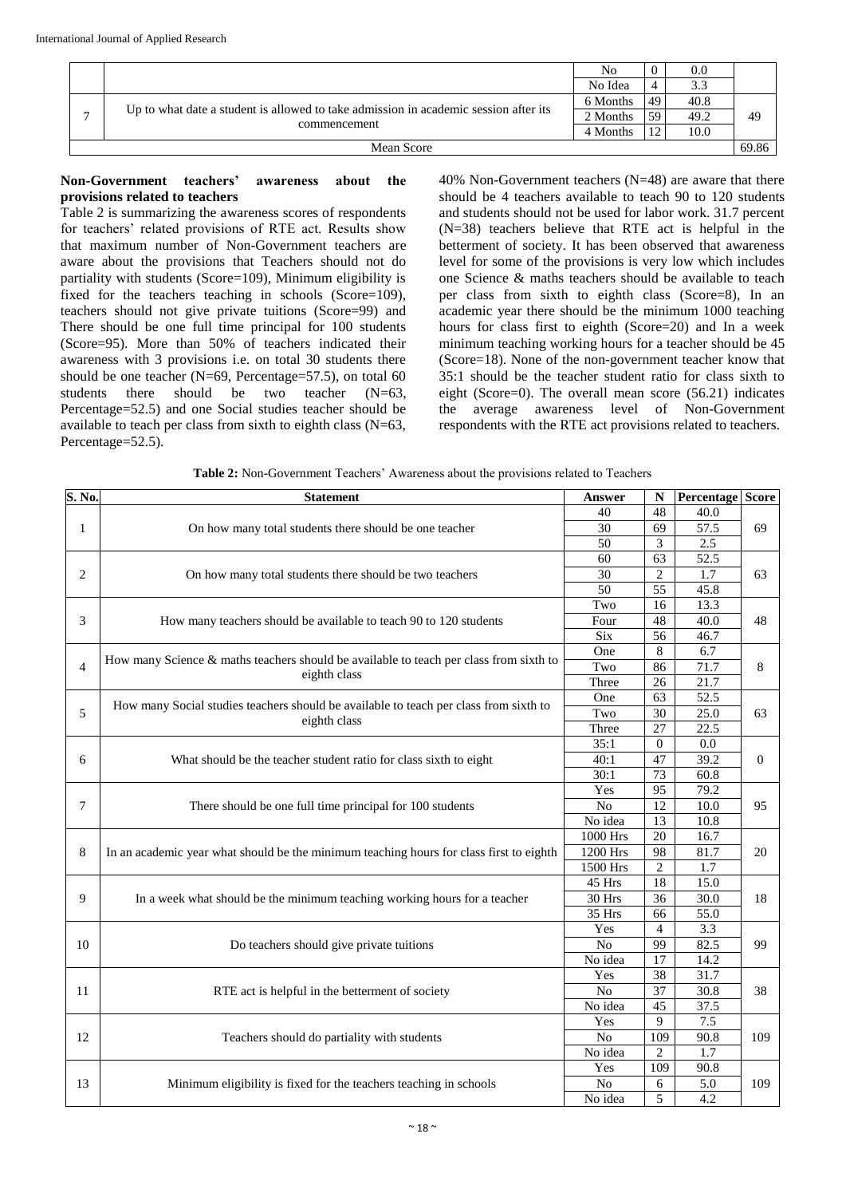| | | No | 0 | 0.0 | |
|---|---|---|---|---|---|
| | | No Idea | 4 | 3.3 | |
| 7 | Up to what date a student is allowed to take admission in academic session after its commencement | 6 Months | 49 | 40.8 | 49 |
| | | 2 Months | 59 | 49.2 | |
| | | 4 Months | 12 | 10.0 | |
| Mean Score | | | | | 69.86 |

**Non-Government teachers' awareness about the provisions related to teachers**

Table 2 is summarizing the awareness scores of respondents for teachers' related provisions of RTE act. Results show that maximum number of Non-Government teachers are aware about the provisions that Teachers should not do partiality with students (Score=109), Minimum eligibility is fixed for the teachers teaching in schools (Score=109), teachers should not give private tuitions (Score=99) and There should be one full time principal for 100 students (Score=95). More than 50% of teachers indicated their awareness with 3 provisions i.e. on total 30 students there should be one teacher (N=69, Percentage=57.5), on total 60 students there should be two teacher (N=63, Percentage=52.5) and one Social studies teacher should be available to teach per class from sixth to eighth class (N=63, Percentage=52.5).

40% Non-Government teachers (N=48) are aware that there should be 4 teachers available to teach 90 to 120 students and students should not be used for labor work. 31.7 percent (N=38) teachers believe that RTE act is helpful in the betterment of society. It has been observed that awareness level for some of the provisions is very low which includes one Science & maths teachers should be available to teach per class from sixth to eighth class (Score=8), In an academic year there should be the minimum 1000 teaching hours for class first to eighth (Score=20) and In a week minimum teaching working hours for a teacher should be 45 (Score=18). None of the non-government teacher know that 35:1 should be the teacher student ratio for class sixth to eight (Score=0). The overall mean score (56.21) indicates the average awareness level of Non-Government respondents with the RTE act provisions related to teachers.

**Table 2:** Non-Government Teachers' Awareness about the provisions related to Teachers

| S. No. | Statement | Answer | N | Percentage | Score |
|---|---|---|---|---|---|
| 1 | On how many total students there should be one teacher | 40 | 48 | 40.0 | 69 |
| | | 30 | 69 | 57.5 | |
| | | 50 | 3 | 2.5 | |
| 2 | On how many total students there should be two teachers | 60 | 63 | 52.5 | 63 |
| | | 30 | 2 | 1.7 | |
| | | 50 | 55 | 45.8 | |
| 3 | How many teachers should be available to teach 90 to 120 students | Two | 16 | 13.3 | 48 |
| | | Four | 48 | 40.0 | |
| | | Six | 56 | 46.7 | |
| 4 | How many Science & maths teachers should be available to teach per class from sixth to eighth class | One | 8 | 6.7 | 8 |
| | | Two | 86 | 71.7 | |
| | | Three | 26 | 21.7 | |
| 5 | How many Social studies teachers should be available to teach per class from sixth to eighth class | One | 63 | 52.5 | 63 |
| | | Two | 30 | 25.0 | |
| | | Three | 27 | 22.5 | |
| 6 | What should be the teacher student ratio for class sixth to eight | 35:1 | 0 | 0.0 | 0 |
| | | 40:1 | 47 | 39.2 | |
| | | 30:1 | 73 | 60.8 | |
| 7 | There should be one full time principal for 100 students | Yes | 95 | 79.2 | 95 |
| | | No | 12 | 10.0 | |
| | | No idea | 13 | 10.8 | |
| 8 | In an academic year what should be the minimum teaching hours for class first to eighth | 1000 Hrs | 20 | 16.7 | 20 |
| | | 1200 Hrs | 98 | 81.7 | |
| | | 1500 Hrs | 2 | 1.7 | |
| 9 | In a week what should be the minimum teaching working hours for a teacher | 45 Hrs | 18 | 15.0 | 18 |
| | | 30 Hrs | 36 | 30.0 | |
| | | 35 Hrs | 66 | 55.0 | |
| 10 | Do teachers should give private tuitions | Yes | 4 | 3.3 | 99 |
| | | No | 99 | 82.5 | |
| | | No idea | 17 | 14.2 | |
| 11 | RTE act is helpful in the betterment of society | Yes | 38 | 31.7 | 38 |
| | | No | 37 | 30.8 | |
| | | No idea | 45 | 37.5 | |
| 12 | Teachers should do partiality with students | Yes | 9 | 7.5 | 109 |
| | | No | 109 | 90.8 | |
| | | No idea | 2 | 1.7 | |
| 13 | Minimum eligibility is fixed for the teachers teaching in schools | Yes | 109 | 90.8 | 109 |
| | | No | 6 | 5.0 | |
| | | No idea | 5 | 4.2 | |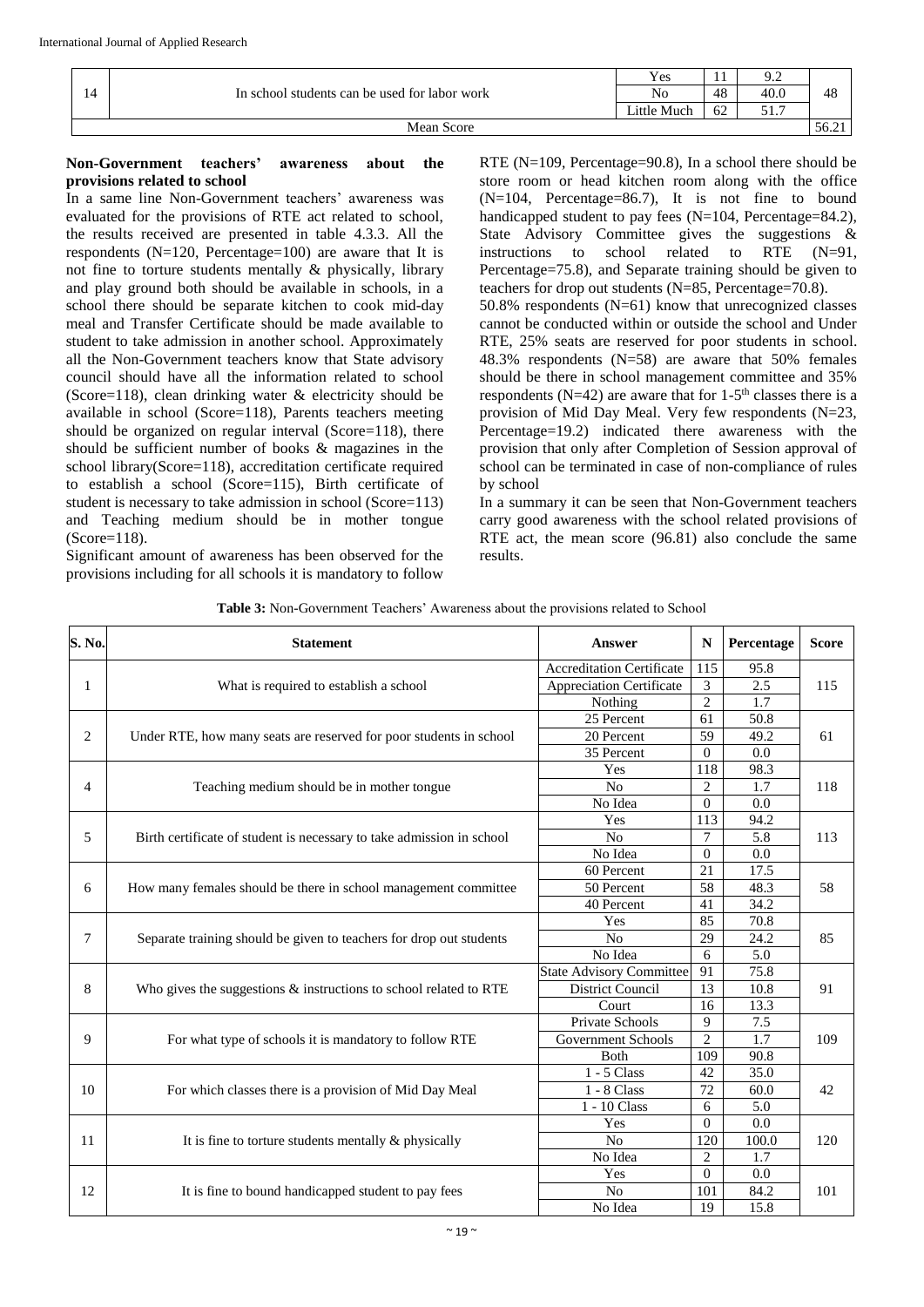| 14 | In school students can be used for labor work | Yes | 11 | 9.2 | 48 |
|---|---|---|---|---|---|
| | | No | 48 | 40.0 | |
| | | Little Much | 62 | 51.7 | |
| Mean Score | | | | | 56.21 |

**Non-Government teachers' awareness about the provisions related to school**

In a same line Non-Government teachers' awareness was evaluated for the provisions of RTE act related to school, the results received are presented in table 4.3.3. All the respondents (N=120, Percentage=100) are aware that It is not fine to torture students mentally & physically, library and play ground both should be available in schools, in a school there should be separate kitchen to cook mid-day meal and Transfer Certificate should be made available to student to take admission in another school. Approximately all the Non-Government teachers know that State advisory council should have all the information related to school (Score=118), clean drinking water & electricity should be available in school (Score=118), Parents teachers meeting should be organized on regular interval (Score=118), there should be sufficient number of books & magazines in the school library(Score=118), accreditation certificate required to establish a school (Score=115), Birth certificate of student is necessary to take admission in school (Score=113) and Teaching medium should be in mother tongue (Score=118).

Significant amount of awareness has been observed for the provisions including for all schools it is mandatory to follow RTE (N=109, Percentage=90.8), In a school there should be store room or head kitchen room along with the office (N=104, Percentage=86.7), It is not fine to bound handicapped student to pay fees (N=104, Percentage=84.2), State Advisory Committee gives the suggestions & instructions to school related to RTE (N=91, Percentage=75.8), and Separate training should be given to teachers for drop out students (N=85, Percentage=70.8).

50.8% respondents (N=61) know that unrecognized classes cannot be conducted within or outside the school and Under RTE, 25% seats are reserved for poor students in school. 48.3% respondents (N=58) are aware that 50% females should be there in school management committee and 35% respondents (N=42) are aware that for 1-5th classes there is a provision of Mid Day Meal. Very few respondents (N=23, Percentage=19.2) indicated there awareness with the provision that only after Completion of Session approval of school can be terminated in case of non-compliance of rules by school

In a summary it can be seen that Non-Government teachers carry good awareness with the school related provisions of RTE act, the mean score (96.81) also conclude the same results.

**Table 3:** Non-Government Teachers' Awareness about the provisions related to School

| S. No. | Statement | Answer | N | Percentage | Score |
|---|---|---|---|---|---|
| 1 | What is required to establish a school | Accreditation Certificate | 115 | 95.8 | 115 |
| | | Appreciation Certificate | 3 | 2.5 | |
| | | Nothing | 2 | 1.7 | |
| 2 | Under RTE, how many seats are reserved for poor students in school | 25 Percent | 61 | 50.8 | 61 |
| | | 20 Percent | 59 | 49.2 | |
| | | 35 Percent | 0 | 0.0 | |
| 4 | Teaching medium should be in mother tongue | Yes | 118 | 98.3 | 118 |
| | | No | 2 | 1.7 | |
| | | No Idea | 0 | 0.0 | |
| 5 | Birth certificate of student is necessary to take admission in school | Yes | 113 | 94.2 | 113 |
| | | No | 7 | 5.8 | |
| | | No Idea | 0 | 0.0 | |
| 6 | How many females should be there in school management committee | 60 Percent | 21 | 17.5 | 58 |
| | | 50 Percent | 58 | 48.3 | |
| | | 40 Percent | 41 | 34.2 | |
| 7 | Separate training should be given to teachers for drop out students | Yes | 85 | 70.8 | 85 |
| | | No | 29 | 24.2 | |
| | | No Idea | 6 | 5.0 | |
| 8 | Who gives the suggestions & instructions to school related to RTE | State Advisory Committee | 91 | 75.8 | 91 |
| | | District Council | 13 | 10.8 | |
| | | Court | 16 | 13.3 | |
| 9 | For what type of schools it is mandatory to follow RTE | Private Schools | 9 | 7.5 | 109 |
| | | Government Schools | 2 | 1.7 | |
| | | Both | 109 | 90.8 | |
| 10 | For which classes there is a provision of Mid Day Meal | 1 - 5 Class | 42 | 35.0 | 42 |
| | | 1 - 8 Class | 72 | 60.0 | |
| | | 1 - 10 Class | 6 | 5.0 | |
| 11 | It is fine to torture students mentally & physically | Yes | 0 | 0.0 | 120 |
| | | No | 120 | 100.0 | |
| | | No Idea | 2 | 1.7 | |
| 12 | It is fine to bound handicapped student to pay fees | Yes | 0 | 0.0 | 101 |
| | | No | 101 | 84.2 | |
| | | No Idea | 19 | 15.8 | |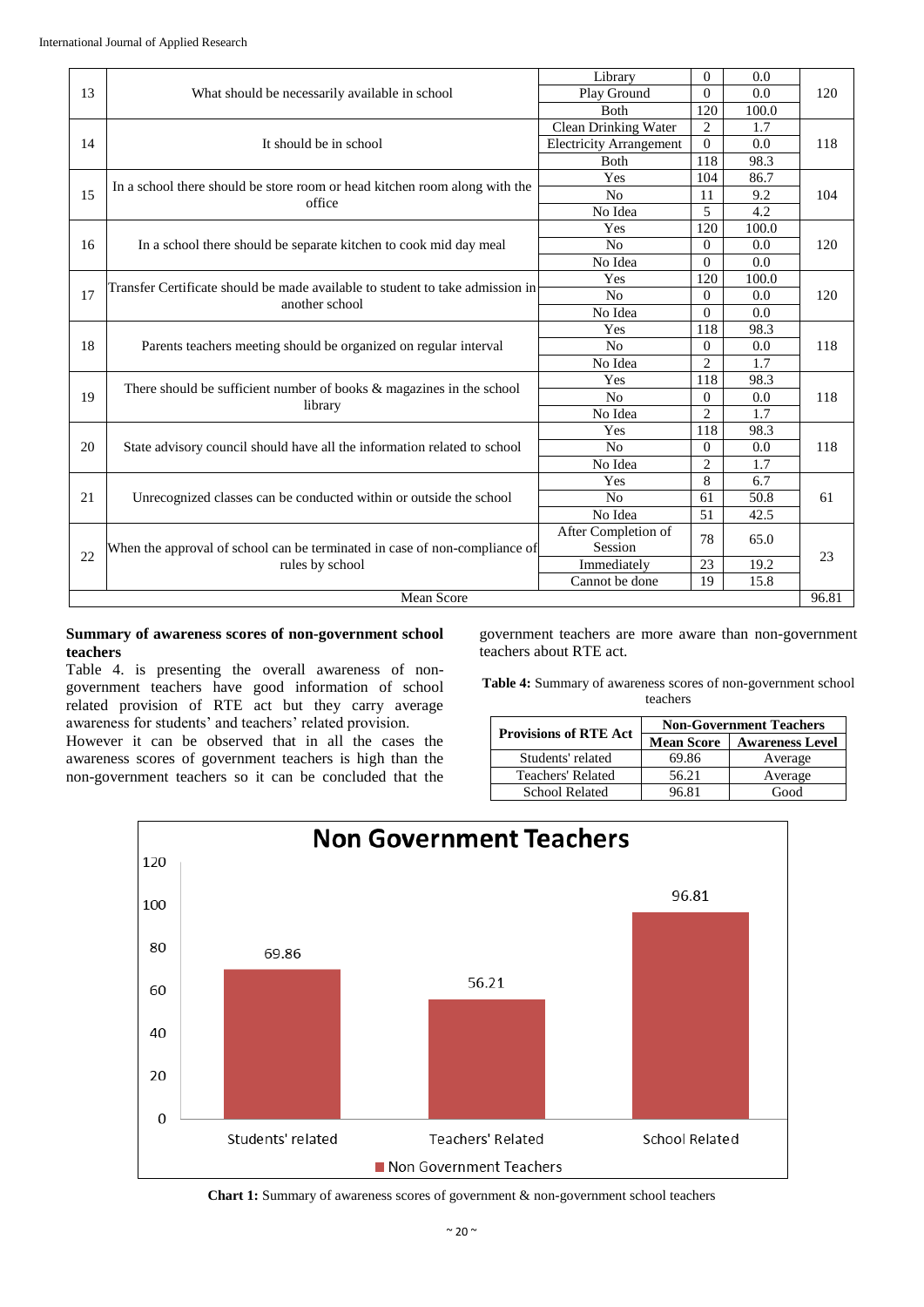| 13 | What should be necessarily available in school | Library | 0 | 0.0 | 120 |
|---|---|---|---|---|---|
| | | Play Ground | 0 | 0.0 | |
| | | Both | 120 | 100.0 | |
| 14 | It should be in school | Clean Drinking Water | 2 | 1.7 | 118 |
| | | Electricity Arrangement | 0 | 0.0 | |
| | | Both | 118 | 98.3 | |
| 15 | In a school there should be store room or head kitchen room along with the office | Yes | 104 | 86.7 | 104 |
| | | No | 11 | 9.2 | |
| | | No Idea | 5 | 4.2 | |
| 16 | In a school there should be separate kitchen to cook mid day meal | Yes | 120 | 100.0 | 120 |
| | | No | 0 | 0.0 | |
| | | No Idea | 0 | 0.0 | |
| 17 | Transfer Certificate should be made available to student to take admission in another school | Yes | 120 | 100.0 | 120 |
| | | No | 0 | 0.0 | |
| | | No Idea | 0 | 0.0 | |
| 18 | Parents teachers meeting should be organized on regular interval | Yes | 118 | 98.3 | 118 |
| | | No | 0 | 0.0 | |
| | | No Idea | 2 | 1.7 | |
| 19 | There should be sufficient number of books & magazines in the school library | Yes | 118 | 98.3 | 118 |
| | | No | 0 | 0.0 | |
| | | No Idea | 2 | 1.7 | |
| 20 | State advisory council should have all the information related to school | Yes | 118 | 98.3 | 118 |
| | | No | 0 | 0.0 | |
| | | No Idea | 2 | 1.7 | |
| 21 | Unrecognized classes can be conducted within or outside the school | Yes | 8 | 6.7 | 61 |
| | | No | 61 | 50.8 | |
| | | No Idea | 51 | 42.5 | |
| 22 | When the approval of school can be terminated in case of non-compliance of rules by school | After Completion of Session | 78 | 65.0 | 23 |
| | | Immediately | 23 | 19.2 | |
| | | Cannot be done | 19 | 15.8 | |
| Mean Score | | | | | 96.81 |

### Summary of awareness scores of non-government school teachers

Table 4. is presenting the overall awareness of non-government teachers have good information of school related provision of RTE act but they carry average awareness for students' and teachers' related provision.

However it can be observed that in all the cases the awareness scores of government teachers is high than the non-government teachers so it can be concluded that the government teachers are more aware than non-government teachers about RTE act.

**Table 4:** Summary of awareness scores of non-government school teachers

| Provisions of RTE Act | Non-Government Teachers | |
|---|---|---|
| | **Mean Score** | **Awareness Level** |
| Students' related | 69.86 | Average |
| Teachers' Related | 56.21 | Average |
| School Related | 96.81 | Good |

**Chart 1:** Summary of awareness scores of government & non-government school teachers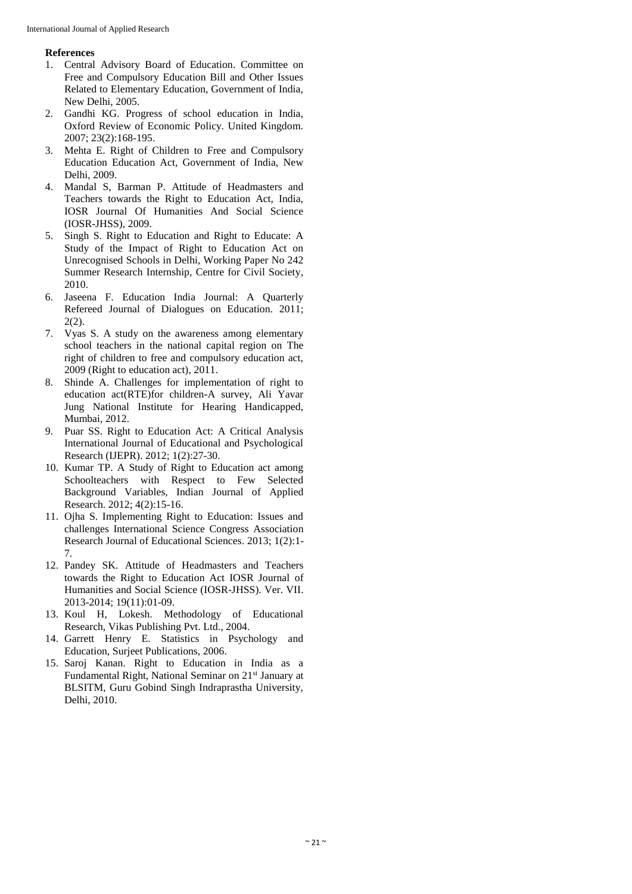**References**

1. Central Advisory Board of Education. Committee on Free and Compulsory Education Bill and Other Issues Related to Elementary Education, Government of India, New Delhi, 2005.
2. Gandhi KG. Progress of school education in India, Oxford Review of Economic Policy. United Kingdom. 2007; 23(2):168-195.
3. Mehta E. Right of Children to Free and Compulsory Education Education Act, Government of India, New Delhi, 2009.
4. Mandal S, Barman P. Attitude of Headmasters and Teachers towards the Right to Education Act, India, IOSR Journal Of Humanities And Social Science (IOSR-JHSS), 2009.
5. Singh S. Right to Education and Right to Educate: A Study of the Impact of Right to Education Act on Unrecognised Schools in Delhi, Working Paper No 242 Summer Research Internship, Centre for Civil Society, 2010.
6. Jaseena F. Education India Journal: A Quarterly Refereed Journal of Dialogues on Education. 2011; 2(2).
7. Vyas S. A study on the awareness among elementary school teachers in the national capital region on The right of children to free and compulsory education act, 2009 (Right to education act), 2011.
8. Shinde A. Challenges for implementation of right to education act(RTE)for children-A survey, Ali Yavar Jung National Institute for Hearing Handicapped, Mumbai, 2012.
9. Puar SS. Right to Education Act: A Critical Analysis International Journal of Educational and Psychological Research (IJEPR). 2012; 1(2):27-30.
10. Kumar TP. A Study of Right to Education act among Schoolteachers with Respect to Few Selected Background Variables, Indian Journal of Applied Research. 2012; 4(2):15-16.
11. Ojha S. Implementing Right to Education: Issues and challenges International Science Congress Association Research Journal of Educational Sciences. 2013; 1(2):1-7.
12. Pandey SK. Attitude of Headmasters and Teachers towards the Right to Education Act IOSR Journal of Humanities and Social Science (IOSR-JHSS). Ver. VII. 2013-2014; 19(11):01-09.
13. Koul H, Lokesh. Methodology of Educational Research, Vikas Publishing Pvt. Ltd., 2004.
14. Garrett Henry E. Statistics in Psychology and Education, Surjeet Publications, 2006.
15. Saroj Kanan. Right to Education in India as a Fundamental Right, National Seminar on 21st January at BLSITM, Guru Gobind Singh Indraprastha University, Delhi, 2010.